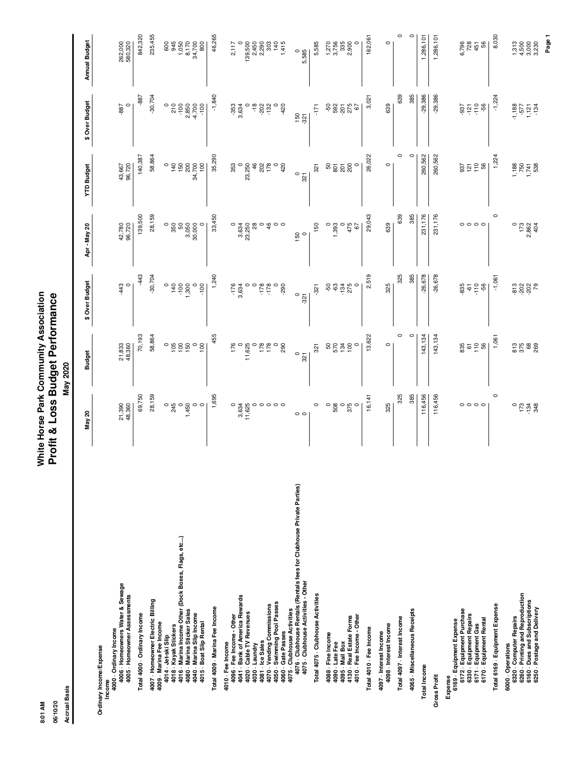# White Horse Park Community Association

## Profit & Loss Budget Performance

### May 2020

8:01 AM
06/10/20
Accrual Basis

| | May 20 | Budget | $ Over Budget | Apr - May 20 | YTD Budget | $ Over Budget | Annual Budget |
|---|---|---|---|---|---|---|---|
| **Ordinary Income/Expense** | | | | | | | |
| **Income** | | | | | | | |
| 4000 · Ordinary Income | | | | | | | |
| 4006 · Homeowners Water & Sewage | 21,390 | 21,833 | -443 | 42,780 | 43,667 | -887 | 262,000 |
| 4005 · Homeowner Assessments | 48,360 | 48,360 | 0 | 96,720 | 96,720 | 0 | 580,320 |
| Total 4000 · Ordinary Income | 69,750 | 70,193 | -443 | 139,500 | 140,387 | -887 | 842,320 |
| 4007 · Homeowner Electric Billing | 28,159 | 58,864 | -30,704 | 28,159 | 58,864 | -30,704 | 235,455 |
| 4009 · Marina Fee Income | | | | | | | |
| 4014 · Jet-ski Slip | 0 | 0 | 0 | 0 | 0 | 0 | 600 |
| 4018 · Kayak Stickers | 245 | 105 | 140 | 350 | 140 | 210 | 945 |
| 4016 · Marina Income Other (Dock Boxes, Flags, etc...) | 0 | 100 | -100 | 50 | 150 | -100 | 1,050 |
| 4080 · Marina Sticker Sales | 1,450 | 150 | 1,300 | 3,050 | 200 | 2,850 | 8,170 |
| 4040 · Marina Slip Income | 0 | 0 | 0 | 30,000 | 34,700 | -4,700 | 34,700 |
| 4015 · Boat Slip Rental | 0 | 100 | -100 | 0 | 100 | -100 | 800 |
| Total 4009 · Marina Fee Income | 1,695 | 455 | 1,240 | 33,450 | 35,290 | -1,840 | 46,265 |
| 4010 · Fee Income | | | | | | | |
| 4096 · Fee Income - Other | 0 | 176 | -176 | 0 | 353 | -353 | 2,117 |
| 4041 · Bank of America Rewards | 3,634 | 0 | 3,634 | 3,634 | 0 | 3,634 | 0 |
| 4020 · Cable TV Revenues | 11,625 | 11,625 | 0 | 23,250 | 23,250 | 0 | 139,500 |
| 4030 · Laundry | 0 | 0 | 0 | 28 | 46 | -18 | 2,450 |
| 4081 · Ice Sales | 0 | 178 | -178 | 0 | 202 | -202 | 2,290 |
| 4070 · Vending Commissions | 0 | 178 | -178 | 46 | 178 | -132 | 303 |
| 4050 · Swimming Pool Passes | 0 | 0 | 0 | 0 | 0 | 0 | 140 |
| 4060 · Gate Passes | 0 | 290 | -290 | 0 | 420 | -420 | 1,415 |
| 4075 · Clubhouse Activities | | | | | | | |
| 4076 · Clubhouse Rentals (Rentals fees for Clubhouse Private Parties) | 0 | 0 | 0 | 150 | 0 | 150 | 0 |
| 4075 · Clubhouse Activities - Other | 0 | 321 | -321 | 0 | 321 | -321 | 5,585 |
| Total 4075 · Clubhouse Activities | 0 | 321 | -321 | 150 | 321 | -171 | 5,585 |
| 4088 · Fine Income | 0 | 50 | -50 | 0 | 50 | -50 | 1,270 |
| 4090 · Late Fee | 508 | 570 | -63 | 1,393 | 801 | 592 | 3,756 |
| 4095 · Mail Box | 0 | 134 | -134 | 0 | 201 | -201 | 335 |
| 4130 · Real Estate Forms | 375 | 100 | 275 | 475 | 200 | 275 | 2,900 |
| 4010 · Fee Income - Other | 0 | 0 | 0 | 67 | 0 | 67 | 0 |
| Total 4010 · Fee Income | 16,141 | 13,622 | 2,519 | 29,043 | 26,022 | 3,021 | 162,061 |
| 4097 · Interest Income | | | | | | | |
| 4098 · Interest Income | 325 | 0 | 325 | 639 | 0 | 639 | 0 |
| Total 4097 · Interest Income | 325 | 0 | 325 | 639 | 0 | 639 | 0 |
| 4065 · Miscellaneous Receipts | 385 | 0 | 385 | 385 | 0 | 385 | 0 |
| **Total Income** | 116,456 | 143,134 | -26,678 | 231,176 | 260,562 | -29,386 | 1,286,101 |
| **Gross Profit** | 116,456 | 143,134 | -26,678 | 231,176 | 260,562 | -29,386 | 1,286,101 |
| **Expense** | | | | | | | |
| 6169 · Equipment Expense | | | | | | | |
| 6172 · Equipment Purchase | 0 | 835 | -835 | 0 | 937 | -937 | 6,796 |
| 6330 · Equipment Repairs | 0 | 61 | -61 | 0 | 121 | -121 | 728 |
| 6171 · Equipment Gas | 0 | 110 | -110 | 0 | 110 | -110 | 451 |
| 6170 · Equipment Rental | 0 | 56 | -56 | 0 | 56 | -56 | 56 |
| Total 6169 · Equipment Expense | 0 | 1,061 | -1,061 | 0 | 1,224 | -1,224 | 8,030 |
| 6000 · Operations | | | | | | | |
| 6320 · Computer Repairs | 0 | 813 | -813 | 0 | 1,188 | -1,188 | 1,313 |
| 6260 · Printing and Reproduction | 173 | 375 | -202 | 173 | 750 | -577 | 4,500 |
| 6160 · Dues and Subscriptions | -134 | 68 | -202 | 2,862 | 1,741 | 1,121 | 3,000 |
| 6250 · Postage and Delivery | 348 | 269 | 79 | 404 | 538 | -134 | 3,230 |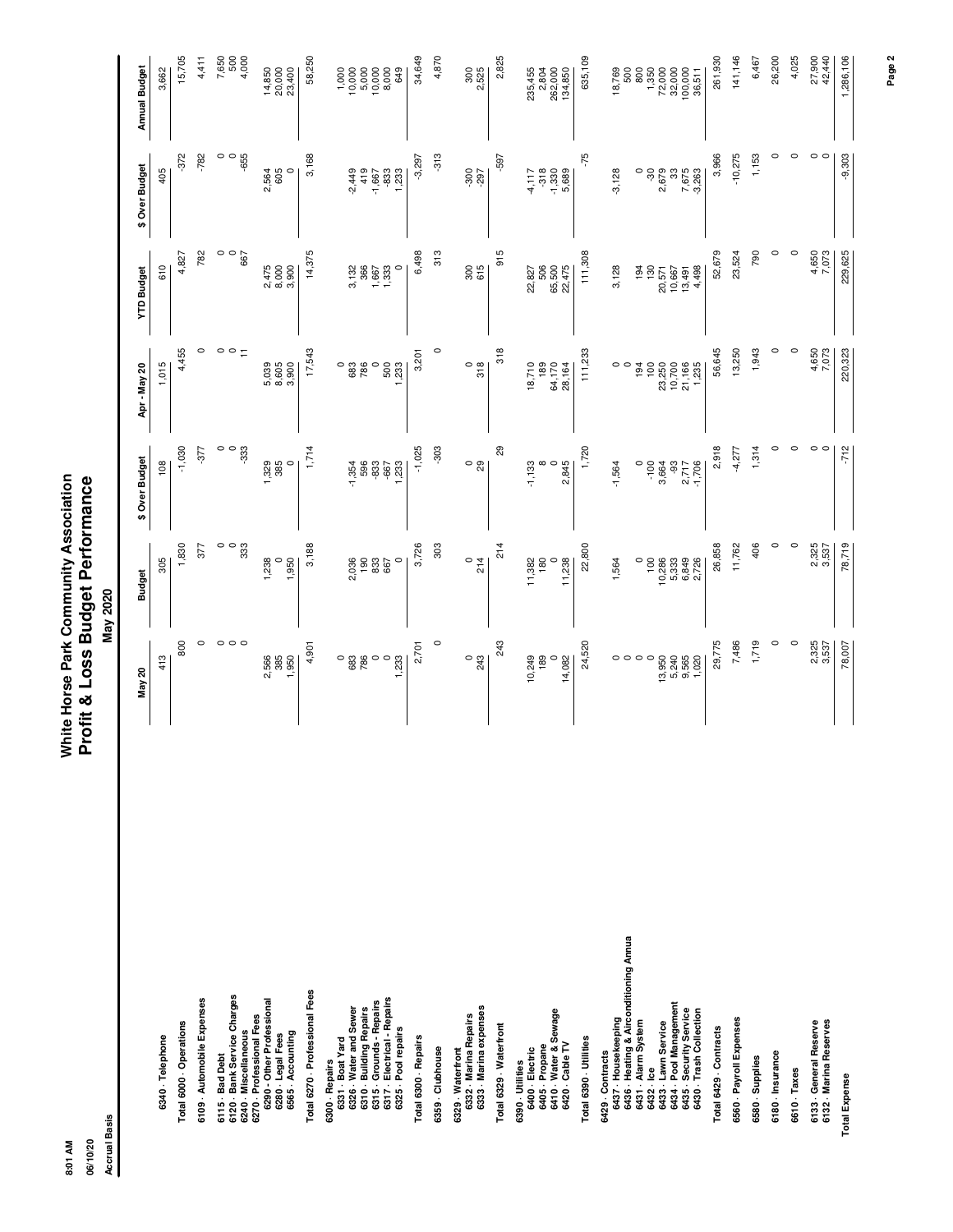# White Horse Park Community Association
## Profit & Loss Budget Performance
### May 2020

8:01 AM
06/10/20
Accrual Basis

| | May 20 | Budget | $ Over Budget | Apr - May 20 | YTD Budget | $ Over Budget | Annual Budget |
|---|---|---|---|---|---|---|---|
| 6340 · Telephone | 413 | 305 | 108 | 1,015 | 610 | 405 | 3,662 |
| Total 6000 · Operations | 800 | 1,830 | -1,030 | 4,455 | 4,827 | -372 | 15,705 |
| 6109 · Automobile Expenses | 0 | 377 | -377 | 0 | 782 | -782 | 4,411 |
| 6115 · Bad Debt | 0 | 0 | 0 | 0 | 0 | 0 | 7,650 |
| 6120 · Bank Service Charges | 0 | 0 | 0 | 0 | 0 | 0 | 500 |
| 6240 · Miscellaneous | 0 | 333 | -333 | 11 | 667 | -655 | 4,000 |
| 6270 · Professional Fees | | | | | | | |
| 6290 · Other Professional | 2,566 | 1,238 | 1,329 | 5,039 | 2,475 | 2,564 | 14,850 |
| 6280 · Legal Fees | 385 | 0 | 385 | 8,605 | 8,000 | 605 | 20,000 |
| 6565 · Accounting | 1,950 | 1,950 | 0 | 3,900 | 3,900 | 0 | 23,400 |
| Total 6270 · Professional Fees | 4,901 | 3,188 | 1,714 | 17,543 | 14,375 | 3,168 | 58,250 |
| 6300 · Repairs | | | | | | | |
| 6331 · Boat Yard | 0 | 2,036 | -1,354 | 0 | 3,132 | -2,449 | 1,000 |
| 6326 · Water and Sewer | 683 | 190 | 596 | 683 | 366 | 419 | 10,000 |
| 6310 · Building Repairs | 786 | 833 | -833 | 786 | 1,667 | -1,667 | 5,000 |
| 6315 · Grounds - Repairs | 0 | 667 | -667 | 0 | 1,333 | -833 | 10,000 |
| 6317 · Electrical - Repairs | 0 | 0 | 1,233 | 500 | 0 | 1,233 | 8,000 |
| 6325 · Pool repairs | 1,233 | | | 1,233 | | | 649 |
| Total 6300 · Repairs | 2,701 | 3,726 | -1,025 | 3,201 | 6,498 | -3,297 | 34,649 |
| 6359 · Clubhouse | 0 | 303 | -303 | 0 | 313 | -313 | 4,870 |
| 6329 · Waterfront | | | | | | | |
| 6332 · Marina Repairs | 0 | 0 | 0 | 0 | 300 | -300 | 300 |
| 6333 · Marina expenses | 243 | 214 | 29 | 318 | 615 | -297 | 2,525 |
| Total 6329 · Waterfront | 243 | 214 | 29 | 318 | 915 | -597 | 2,825 |
| 6390 · Utilities | | | | | | | |
| 6400 · Electric | 10,249 | 11,382 | -1,133 | 18,710 | 22,827 | -4,117 | 235,455 |
| 6405 · Propane | 189 | 180 | 8 | 189 | 506 | -318 | 2,804 |
| 6410 · Water & Sewage | 0 | 0 | 0 | 64,170 | 65,500 | -1,330 | 262,000 |
| 6420 · Cable TV | 14,082 | 11,238 | 2,845 | 28,164 | 22,475 | 5,689 | 134,850 |
| Total 6390 · Utilities | 24,520 | 22,800 | 1,720 | 111,233 | 111,308 | -75 | 635,109 |
| 6429 · Contracts | | | | | | | |
| 6437 · Housekeeping | 0 | 1,564 | -1,564 | 0 | 3,128 | -3,128 | 18,769 |
| 6436 · Heating & Airconditioning Annua | 0 | | | 0 | | | 500 |
| 6431 · Alarm System | 0 | 0 | 0 | 194 | 194 | 0 | 800 |
| 6432 · Ice | 0 | 100 | -100 | 100 | 130 | -30 | 1,350 |
| 6433 · Lawn Service | 13,950 | 10,286 | 3,664 | 23,250 | 20,571 | 2,679 | 72,000 |
| 6434 · Pool Management | 5,240 | 5,333 | -93 | 10,700 | 10,667 | 33 | 32,000 |
| 6435 · Security Service | 9,565 | 6,849 | 2,717 | 21,166 | 13,491 | 7,675 | 100,000 |
| 6430 · Trash Collection | 1,020 | 2,726 | -1,706 | 1,235 | 4,498 | -3,263 | 36,511 |
| Total 6429 · Contracts | 29,775 | 26,858 | 2,918 | 56,645 | 52,679 | 3,966 | 261,930 |
| 6560 · Payroll Expenses | 7,486 | 11,762 | -4,277 | 13,250 | 23,524 | -10,275 | 141,146 |
| 6580 · Supplies | 1,719 | 406 | 1,314 | 1,943 | 790 | 1,153 | 6,467 |
| 6180 · Insurance | 0 | 0 | 0 | 0 | 0 | 0 | 26,200 |
| 6610 · Taxes | 0 | 0 | 0 | 0 | 0 | 0 | 4,025 |
| 6133 · General Reserve | 2,325 | 2,325 | 0 | 4,650 | 4,650 | 0 | 27,900 |
| 6132 · Marina Reserves | 3,537 | 3,537 | 0 | 7,073 | 7,073 | 0 | 42,440 |
| Total Expense | 78,007 | 78,719 | -712 | 220,323 | 229,625 | -9,303 | 1,286,106 |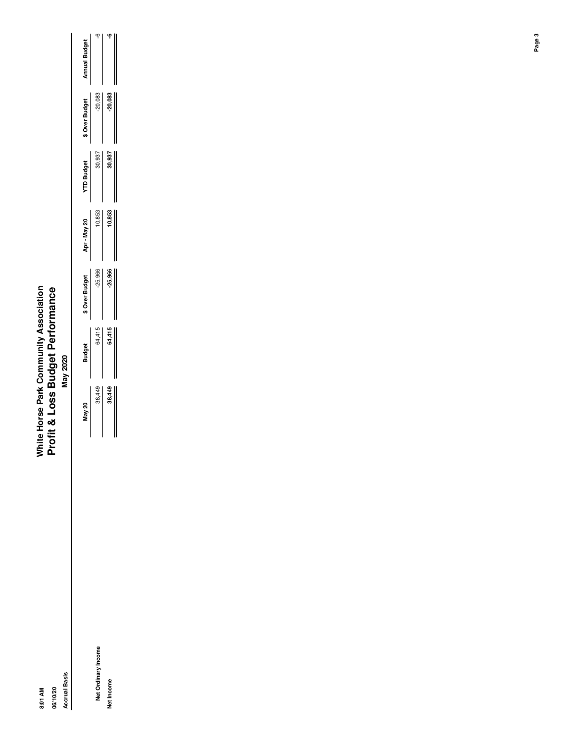# White Horse Park Community Association
## Profit & Loss Budget Performance
### May 2020

8:01 AM
06/10/20
Accrual Basis

| | May 20 | Budget | $ Over Budget | Apr - May 20 | YTD Budget | $ Over Budget | Annual Budget |
|---|---|---|---|---|---|---|---|
| Net Ordinary Income | 38,449 | 64,415 | -25,966 | 10,853 | 30,937 | -20,083 | -6 |
| **Net Income** | **38,449** | **64,415** | **-25,966** | **10,853** | **30,937** | **-20,083** | **-6** |